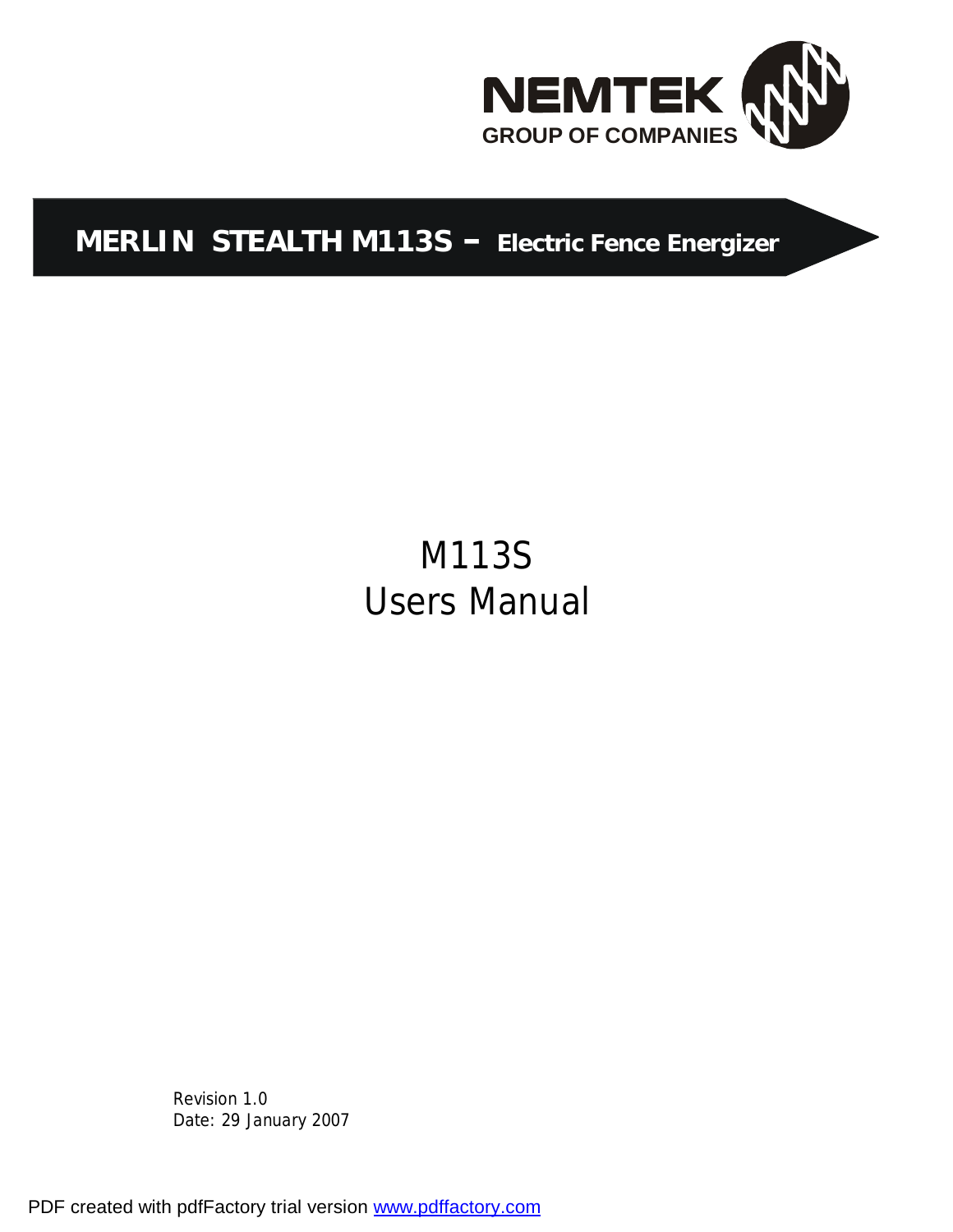NEMTEK
GROUP OF COMPANIES

# MERLIN STEALTH M113S – Electric Fence Energizer

## M113S
## Users Manual

Revision 1.0
Date: 29 January 2007

PDF created with pdfFactory trial version www.pdffactory.com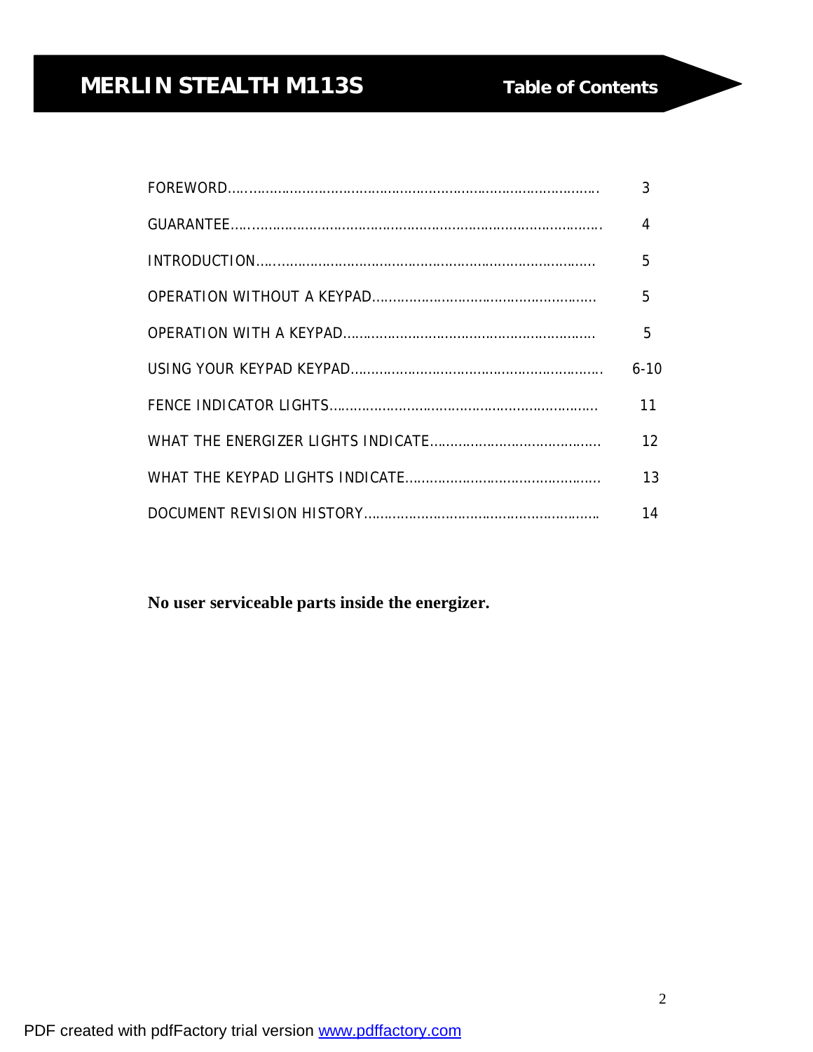# MERLIN STEALTH M113S

## Table of Contents

| Section | Page |
|---|---|
| FOREWORD | 3 |
| GUARANTEE | 4 |
| INTRODUCTION | 5 |
| OPERATION WITHOUT A KEYPAD | 5 |
| OPERATION WITH A KEYPAD | 5 |
| USING YOUR KEYPAD KEYPAD | 6-10 |
| FENCE INDICATOR LIGHTS | 11 |
| WHAT THE ENERGIZER LIGHTS INDICATE | 12 |
| WHAT THE KEYPAD LIGHTS INDICATE | 13 |
| DOCUMENT REVISION HISTORY | 14 |

**No user serviceable parts inside the energizer.**

PDF created with pdfFactory trial version [www.pdffactory.com](http://www.pdffactory.com)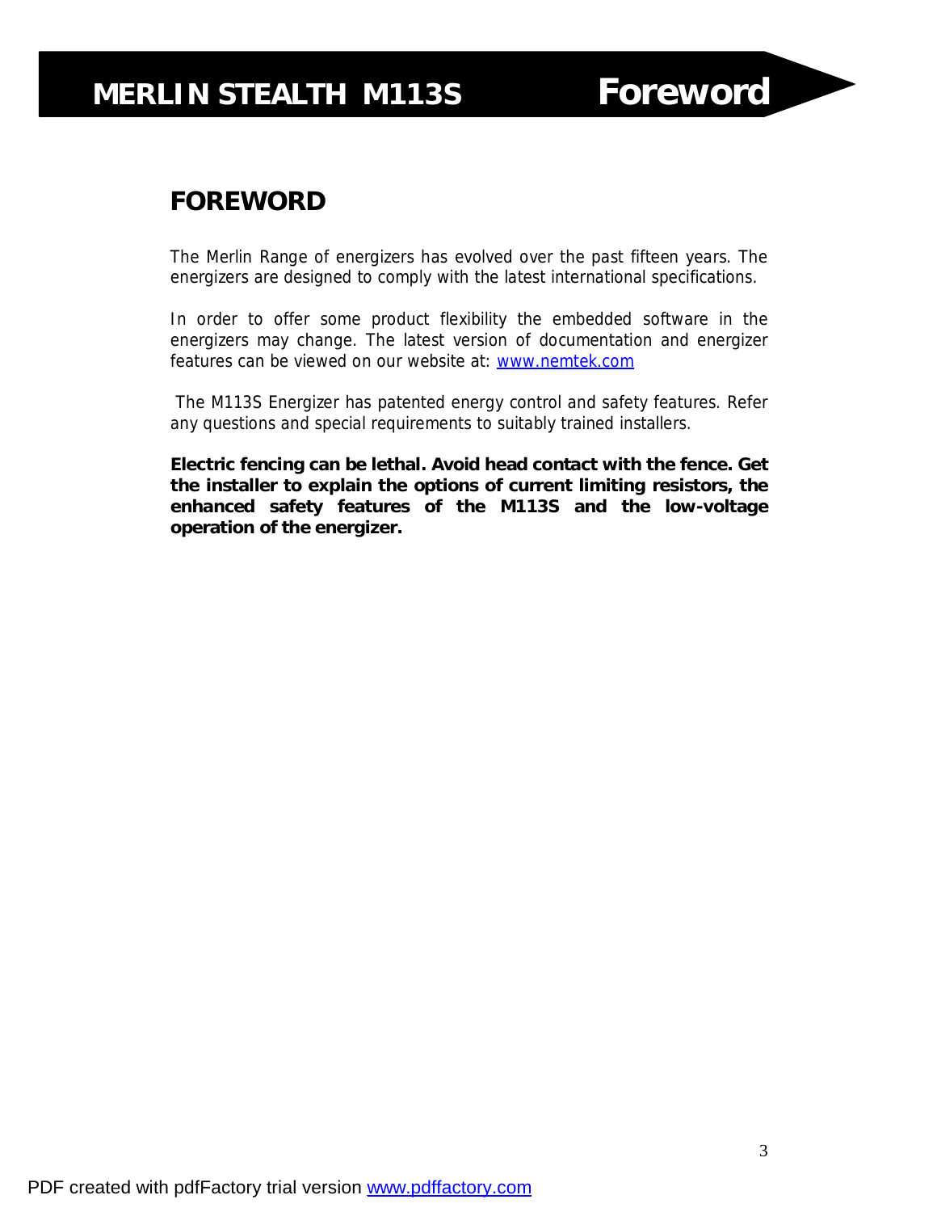# FOREWORD

The Merlin Range of energizers has evolved over the past fifteen years. The energizers are designed to comply with the latest international specifications.

In order to offer some product flexibility the embedded software in the energizers may change. The latest version of documentation and energizer features can be viewed on our website at: www.nemtek.com

The M113S Energizer has patented energy control and safety features. Refer any questions and special requirements to suitably trained installers.

**Electric fencing can be lethal. Avoid head contact with the fence. Get the installer to explain the options of current limiting resistors, the enhanced safety features of the M113S and the low-voltage operation of the energizer.**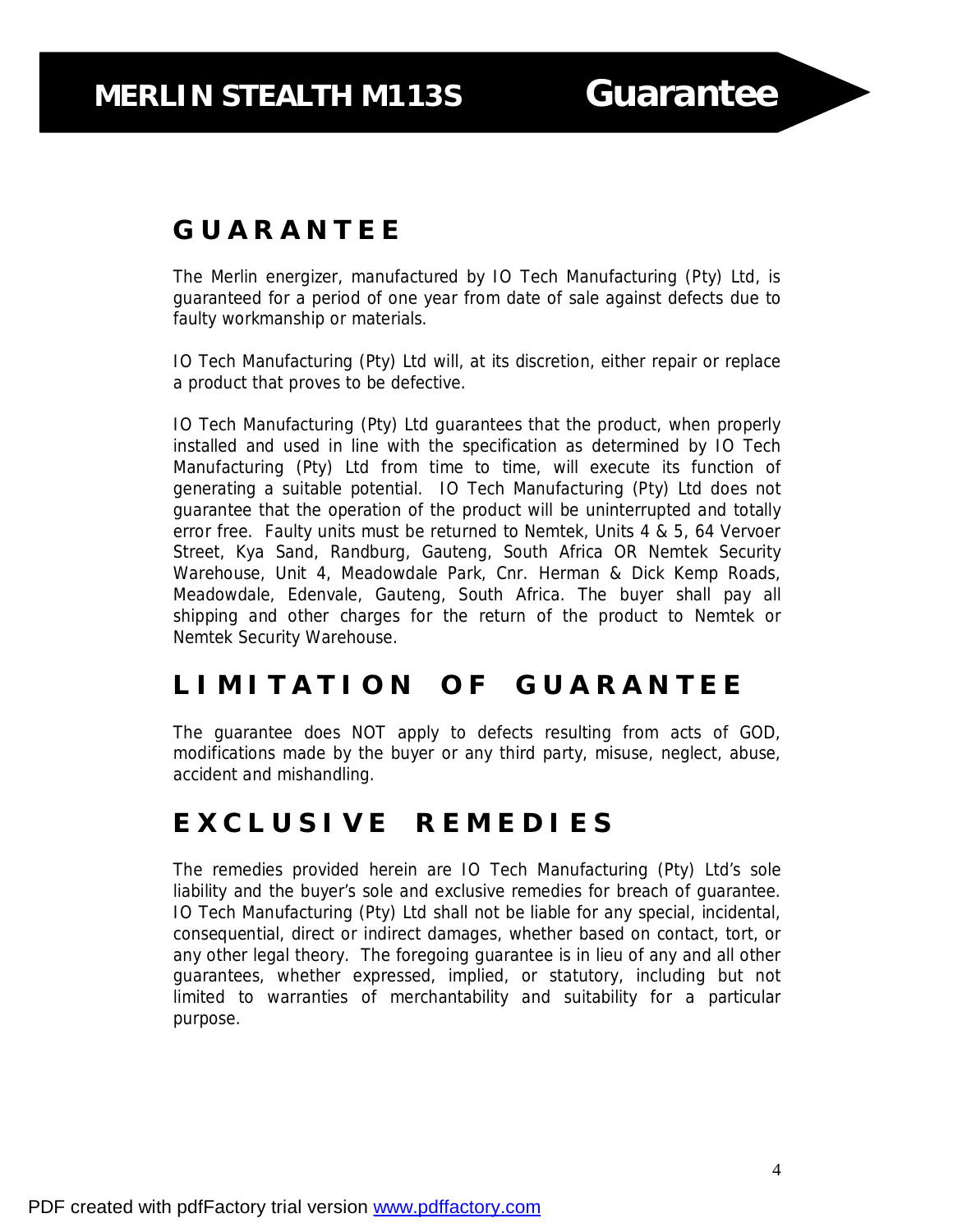# GUARANTEE

The Merlin energizer, manufactured by IO Tech Manufacturing (Pty) Ltd, is guaranteed for a period of one year from date of sale against defects due to faulty workmanship or materials.

IO Tech Manufacturing (Pty) Ltd will, at its discretion, either repair or replace a product that proves to be defective.

IO Tech Manufacturing (Pty) Ltd guarantees that the product, when properly installed and used in line with the specification as determined by IO Tech Manufacturing (Pty) Ltd from time to time, will execute its function of generating a suitable potential. IO Tech Manufacturing (Pty) Ltd does not guarantee that the operation of the product will be uninterrupted and totally error free. Faulty units must be returned to Nemtek, Units 4 & 5, 64 Vervoer Street, Kya Sand, Randburg, Gauteng, South Africa OR Nemtek Security Warehouse, Unit 4, Meadowdale Park, Cnr. Herman & Dick Kemp Roads, Meadowdale, Edenvale, Gauteng, South Africa. The buyer shall pay all shipping and other charges for the return of the product to Nemtek or Nemtek Security Warehouse.

# LIMITATION OF GUARANTEE

The guarantee does NOT apply to defects resulting from acts of GOD, modifications made by the buyer or any third party, misuse, neglect, abuse, accident and mishandling.

# EXCLUSIVE REMEDIES

The remedies provided herein are IO Tech Manufacturing (Pty) Ltd's sole liability and the buyer's sole and exclusive remedies for breach of guarantee. IO Tech Manufacturing (Pty) Ltd shall not be liable for any special, incidental, consequential, direct or indirect damages, whether based on contact, tort, or any other legal theory. The foregoing guarantee is in lieu of any and all other guarantees, whether expressed, implied, or statutory, including but not limited to warranties of merchantability and suitability for a particular purpose.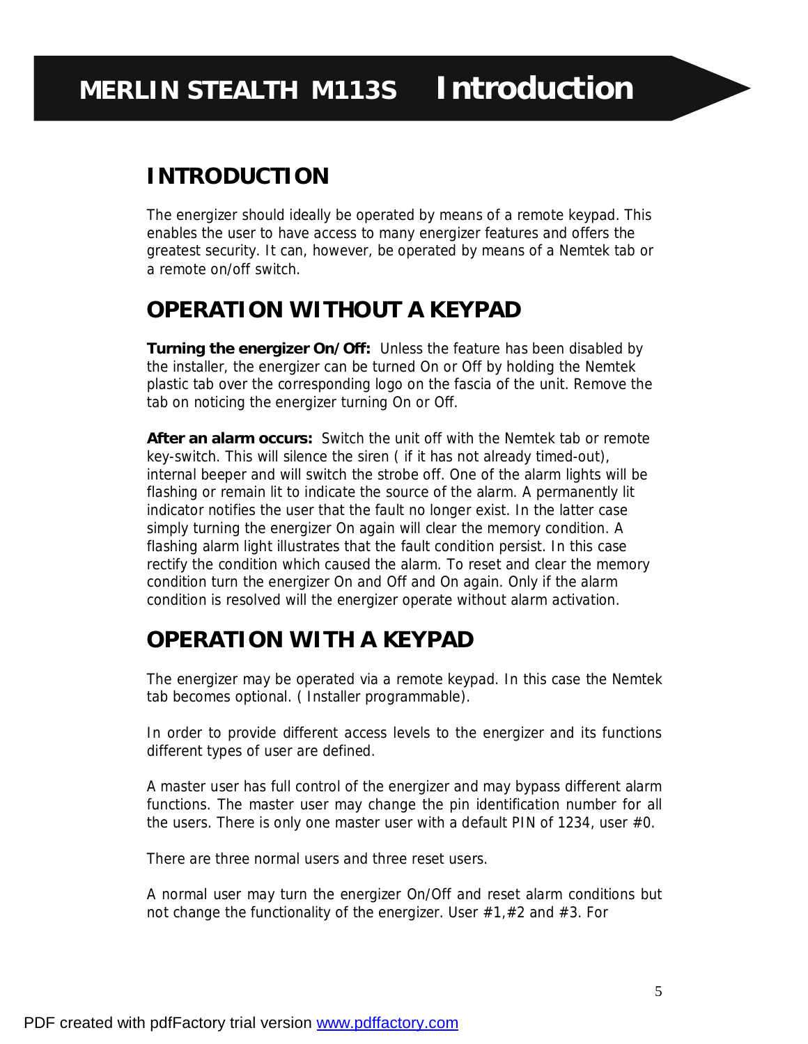# INTRODUCTION

The energizer should ideally be operated by means of a remote keypad. This enables the user to have access to many energizer features and offers the greatest security. It can, however, be operated by means of a Nemtek tab or a remote on/off switch.

# OPERATION WITHOUT A KEYPAD

**Turning the energizer On/Off:** Unless the feature has been disabled by the installer, the energizer can be turned On or Off by holding the Nemtek plastic tab over the corresponding logo on the fascia of the unit. Remove the tab on noticing the energizer turning On or Off.

**After an alarm occurs:** Switch the unit off with the Nemtek tab or remote key-switch. This will silence the siren ( if it has not already timed-out), internal beeper and will switch the strobe off. One of the alarm lights will be flashing or remain lit to indicate the source of the alarm. A permanently lit indicator notifies the user that the fault no longer exist. In the latter case simply turning the energizer On again will clear the memory condition. A flashing alarm light illustrates that the fault condition persist. In this case rectify the condition which caused the alarm. To reset and clear the memory condition turn the energizer On and Off and On again. Only if the alarm condition is resolved will the energizer operate without alarm activation.

# OPERATION WITH A KEYPAD

The energizer may be operated via a remote keypad. In this case the Nemtek tab becomes optional. ( Installer programmable).

In order to provide different access levels to the energizer and its functions different types of user are defined.

A master user has full control of the energizer and may bypass different alarm functions. The master user may change the pin identification number for all the users. There is only one master user with a default PIN of 1234, user #0.

There are three normal users and three reset users.

A normal user may turn the energizer On/Off and reset alarm conditions but not change the functionality of the energizer. User #1,#2 and #3. For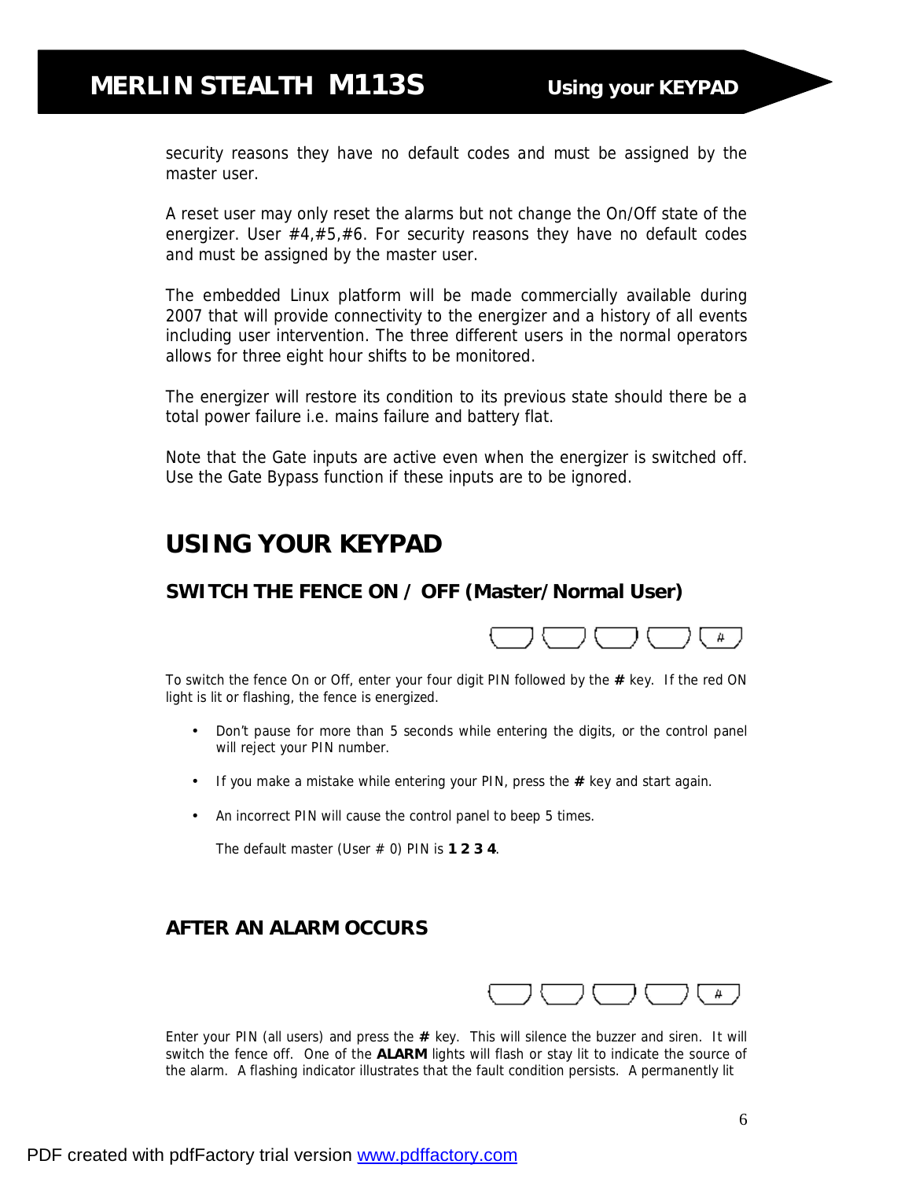security reasons they have no default codes and must be assigned by the master user.

A reset user may only reset the alarms but not change the On/Off state of the energizer. User #4,#5,#6. For security reasons they have no default codes and must be assigned by the master user.

The embedded Linux platform will be made commercially available during 2007 that will provide connectivity to the energizer and a history of all events including user intervention. The three different users in the normal operators allows for three eight hour shifts to be monitored.

The energizer will restore its condition to its previous state should there be a total power failure i.e. mains failure and battery flat.

Note that the Gate inputs are active even when the energizer is switched off. Use the Gate Bypass function if these inputs are to be ignored.

# USING YOUR KEYPAD

## SWITCH THE FENCE ON / OFF (Master/Normal User)

[ ] [ ] [ ] [ ] [#]

To switch the fence On or Off, enter your four digit PIN followed by the **#** key. If the red ON light is lit or flashing, the fence is energized.

- Don't pause for more than 5 seconds while entering the digits, or the control panel will reject your PIN number.
- If you make a mistake while entering your PIN, press the **#** key and start again.
- An incorrect PIN will cause the control panel to beep 5 times.

  The default master (User # 0) PIN is **1 2 3 4**.

## AFTER AN ALARM OCCURS

[ ] [ ] [ ] [ ] [#]

Enter your PIN (all users) and press the **#** key. This will silence the buzzer and siren. It will switch the fence off. One of the **ALARM** lights will flash or stay lit to indicate the source of the alarm. A flashing indicator illustrates that the fault condition persists. A permanently lit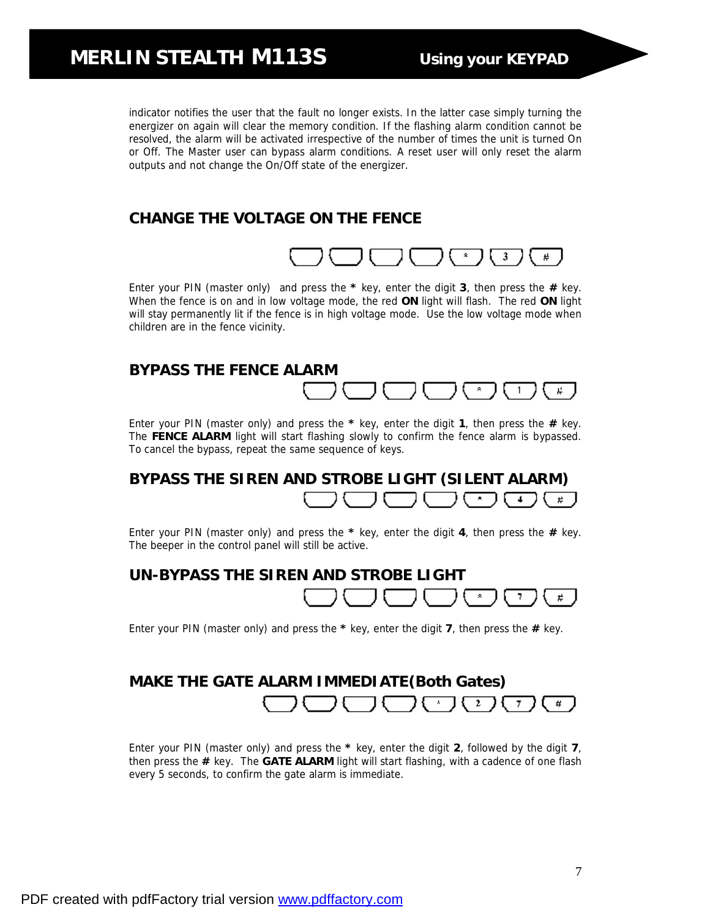indicator notifies the user that the fault no longer exists. In the latter case simply turning the energizer on again will clear the memory condition. If the flashing alarm condition cannot be resolved, the alarm will be activated irrespective of the number of times the unit is turned On or Off. The Master user can bypass alarm conditions. A reset user will only reset the alarm outputs and not change the On/Off state of the energizer.

## CHANGE THE VOLTAGE ON THE FENCE

[ ] [ ] [ ] [ ] [*] [3] [#]

Enter your PIN (master only) and press the **\*** key, enter the digit **3**, then press the **#** key. When the fence is on and in low voltage mode, the red **ON** light will flash. The red **ON** light will stay permanently lit if the fence is in high voltage mode. Use the low voltage mode when children are in the fence vicinity.

## BYPASS THE FENCE ALARM

[ ] [ ] [ ] [ ] [*] [1] [#]

Enter your PIN (master only) and press the **\*** key, enter the digit **1**, then press the **#** key. The **FENCE ALARM** light will start flashing slowly to confirm the fence alarm is bypassed. To cancel the bypass, repeat the same sequence of keys.

## BYPASS THE SIREN AND STROBE LIGHT (SILENT ALARM)

[ ] [ ] [ ] [ ] [*] [4] [#]

Enter your PIN (master only) and press the **\*** key, enter the digit **4**, then press the **#** key. The beeper in the control panel will still be active.

## UN-BYPASS THE SIREN AND STROBE LIGHT

[ ] [ ] [ ] [ ] [*] [7] [#]

Enter your PIN (master only) and press the **\*** key, enter the digit **7**, then press the **#** key.

## MAKE THE GATE ALARM IMMEDIATE(Both Gates)

[ ] [ ] [ ] [ ] [*] [2] [7] [#]

Enter your PIN (master only) and press the **\*** key, enter the digit **2**, followed by the digit **7**, then press the **#** key. The **GATE ALARM** light will start flashing, with a cadence of one flash every 5 seconds, to confirm the gate alarm is immediate.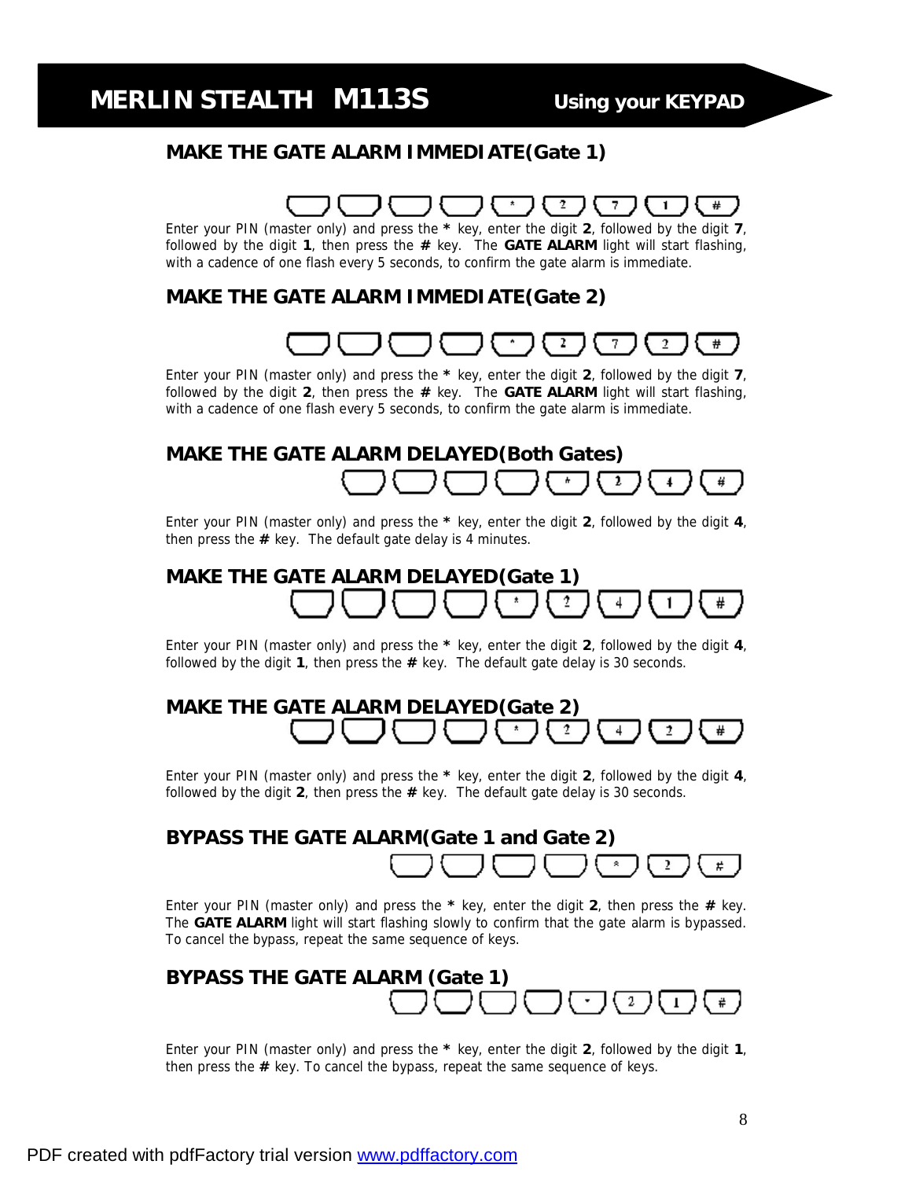## MAKE THE GATE ALARM IMMEDIATE(Gate 1)

[ ] [ ] [ ] [ ] [ * ] [ 2 ] [ 7 ] [ 1 ] [ # ]

Enter your PIN (master only) and press the **\*** key, enter the digit **2**, followed by the digit **7**, followed by the digit **1**, then press the **#** key. The **GATE ALARM** light will start flashing, with a cadence of one flash every 5 seconds, to confirm the gate alarm is immediate.

## MAKE THE GATE ALARM IMMEDIATE(Gate 2)

[ ] [ ] [ ] [ ] [ * ] [ 2 ] [ 7 ] [ 2 ] [ # ]

Enter your PIN (master only) and press the **\*** key, enter the digit **2**, followed by the digit **7**, followed by the digit **2**, then press the **#** key. The **GATE ALARM** light will start flashing, with a cadence of one flash every 5 seconds, to confirm the gate alarm is immediate.

## MAKE THE GATE ALARM DELAYED(Both Gates)

[ ] [ ] [ ] [ ] [ * ] [ 2 ] [ 4 ] [ # ]

Enter your PIN (master only) and press the **\*** key, enter the digit **2**, followed by the digit **4**, then press the **#** key. The default gate delay is 4 minutes.

## MAKE THE GATE ALARM DELAYED(Gate 1)

[ ] [ ] [ ] [ ] [ * ] [ 2 ] [ 4 ] [ 1 ] [ # ]

Enter your PIN (master only) and press the **\*** key, enter the digit **2**, followed by the digit **4**, followed by the digit **1**, then press the **#** key. The default gate delay is 30 seconds.

## MAKE THE GATE ALARM DELAYED(Gate 2)

[ ] [ ] [ ] [ ] [ * ] [ 2 ] [ 4 ] [ 2 ] [ # ]

Enter your PIN (master only) and press the **\*** key, enter the digit **2**, followed by the digit **4**, followed by the digit **2**, then press the **#** key. The default gate delay is 30 seconds.

## BYPASS THE GATE ALARM(Gate 1 and Gate 2)

[ ] [ ] [ ] [ ] [ * ] [ 2 ] [ # ]

Enter your PIN (master only) and press the **\*** key, enter the digit **2**, then press the **#** key. The **GATE ALARM** light will start flashing slowly to confirm that the gate alarm is bypassed. To cancel the bypass, repeat the same sequence of keys.

## BYPASS THE GATE ALARM (Gate 1)

[ ] [ ] [ ] [ ] [ * ] [ 2 ] [ 1 ] [ # ]

Enter your PIN (master only) and press the **\*** key, enter the digit **2**, followed by the digit **1**, then press the **#** key. To cancel the bypass, repeat the same sequence of keys.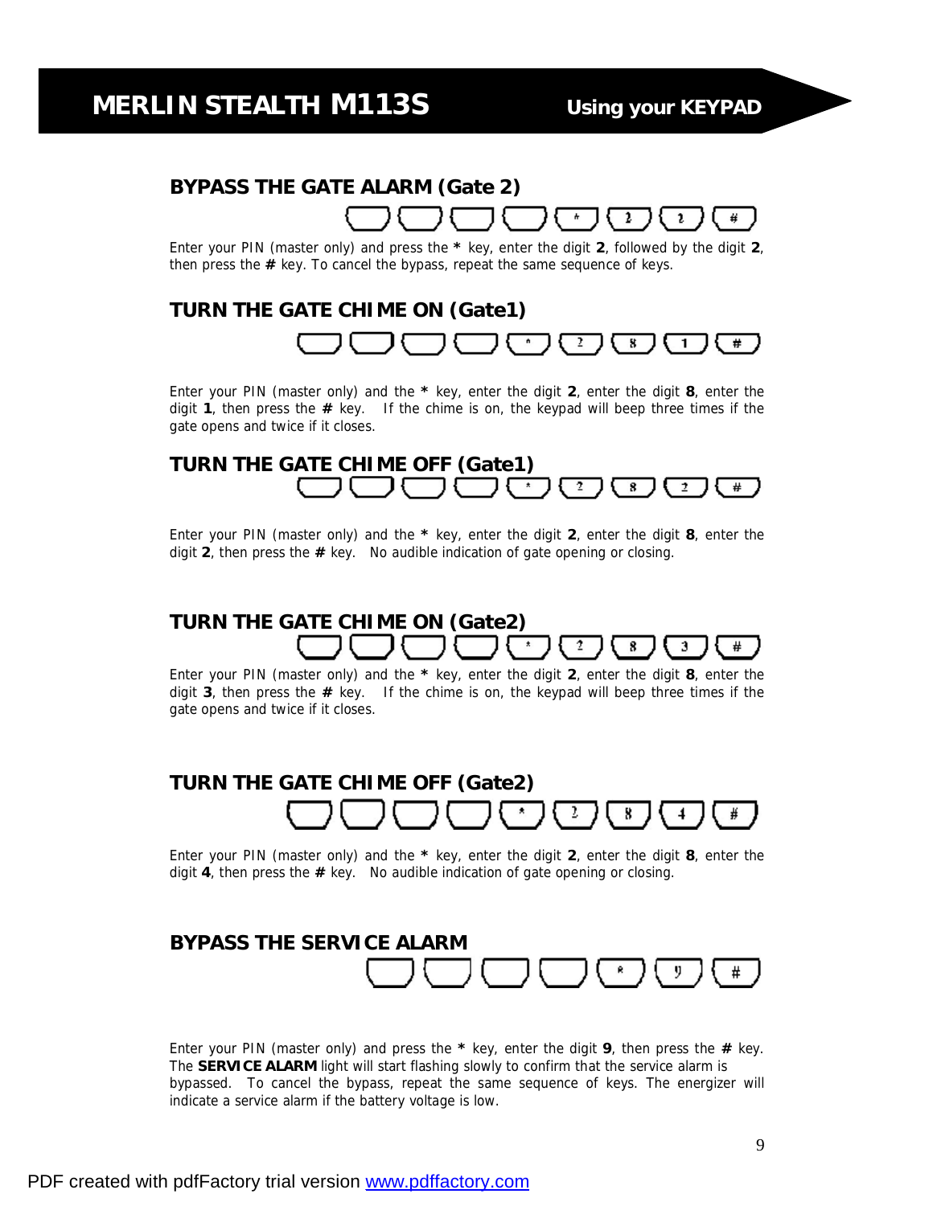## BYPASS THE GATE ALARM (Gate 2)

[ ] [ ] [ ] [ ] [ * ] [ 2 ] [ 2 ] [ # ]

Enter your PIN (master only) and press the **\*** key, enter the digit **2**, followed by the digit **2**, then press the **#** key. To cancel the bypass, repeat the same sequence of keys.

## TURN THE GATE CHIME ON (Gate1)

[ ] [ ] [ ] [ ] [ * ] [ 2 ] [ 8 ] [ 1 ] [ # ]

Enter your PIN (master only) and the **\*** key, enter the digit **2**, enter the digit **8**, enter the digit **1**, then press the **#** key. If the chime is on, the keypad will beep three times if the gate opens and twice if it closes.

## TURN THE GATE CHIME OFF (Gate1)

[ ] [ ] [ ] [ ] [ * ] [ 2 ] [ 8 ] [ 2 ] [ # ]

Enter your PIN (master only) and the **\*** key, enter the digit **2**, enter the digit **8**, enter the digit **2**, then press the **#** key. No audible indication of gate opening or closing.

## TURN THE GATE CHIME ON (Gate2)

[ ] [ ] [ ] [ ] [ * ] [ 2 ] [ 8 ] [ 3 ] [ # ]

Enter your PIN (master only) and the **\*** key, enter the digit **2**, enter the digit **8**, enter the digit **3**, then press the **#** key. If the chime is on, the keypad will beep three times if the gate opens and twice if it closes.

## TURN THE GATE CHIME OFF (Gate2)

[ ] [ ] [ ] [ ] [ * ] [ 2 ] [ 8 ] [ 4 ] [ # ]

Enter your PIN (master only) and the **\*** key, enter the digit **2**, enter the digit **8**, enter the digit **4**, then press the **#** key. No audible indication of gate opening or closing.

## BYPASS THE SERVICE ALARM

[ ] [ ] [ ] [ ] [ * ] [ 9 ] [ # ]

Enter your PIN (master only) and press the **\*** key, enter the digit **9**, then press the **#** key. The **SERVICE ALARM** light will start flashing slowly to confirm that the service alarm is bypassed. To cancel the bypass, repeat the same sequence of keys. The energizer will indicate a service alarm if the battery voltage is low.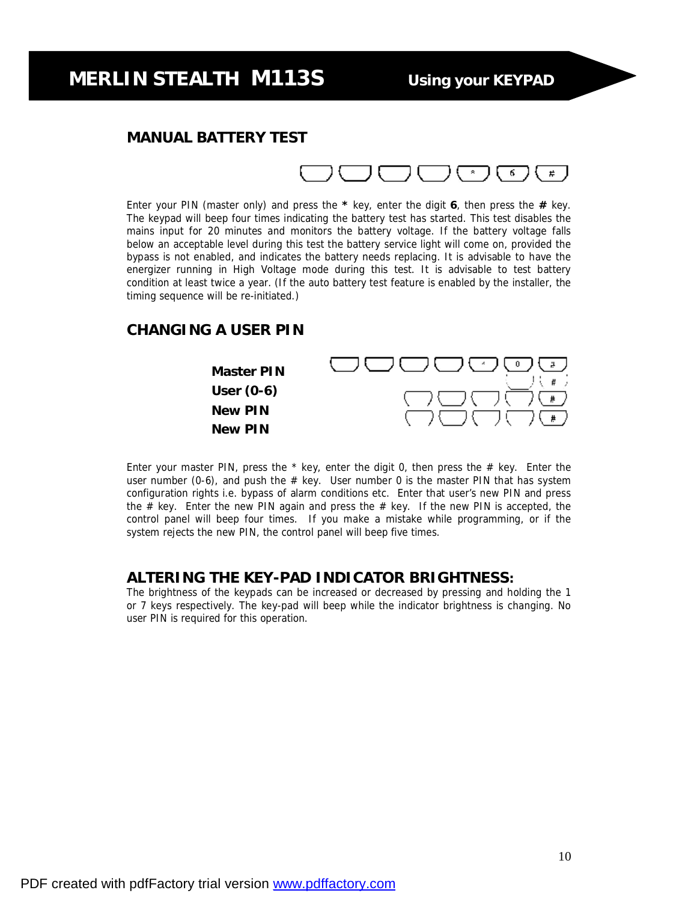## MANUAL BATTERY TEST

Enter your PIN (master only) and press the **\*** key, enter the digit **6**, then press the **#** key. The keypad will beep four times indicating the battery test has started. This test disables the mains input for 20 minutes and monitors the battery voltage. If the battery voltage falls below an acceptable level during this test the battery service light will come on, provided the bypass is not enabled, and indicates the battery needs replacing. It is advisable to have the energizer running in High Voltage mode during this test. It is advisable to test battery condition at least twice a year. (If the auto battery test feature is enabled by the installer, the timing sequence will be re-initiated.)

## CHANGING A USER PIN

**Master PIN**
**User (0-6)**
**New PIN**
**New PIN**

Enter your master PIN, press the * key, enter the digit 0, then press the # key. Enter the user number (0-6), and push the # key. User number 0 is the master PIN that has system configuration rights i.e. bypass of alarm conditions etc. Enter that user's new PIN and press the # key. Enter the new PIN again and press the # key. If the new PIN is accepted, the control panel will beep four times. If you make a mistake while programming, or if the system rejects the new PIN, the control panel will beep five times.

## ALTERING THE KEY-PAD INDICATOR BRIGHTNESS:

The brightness of the keypads can be increased or decreased by pressing and holding the 1 or 7 keys respectively. The key-pad will beep while the indicator brightness is changing. No user PIN is required for this operation.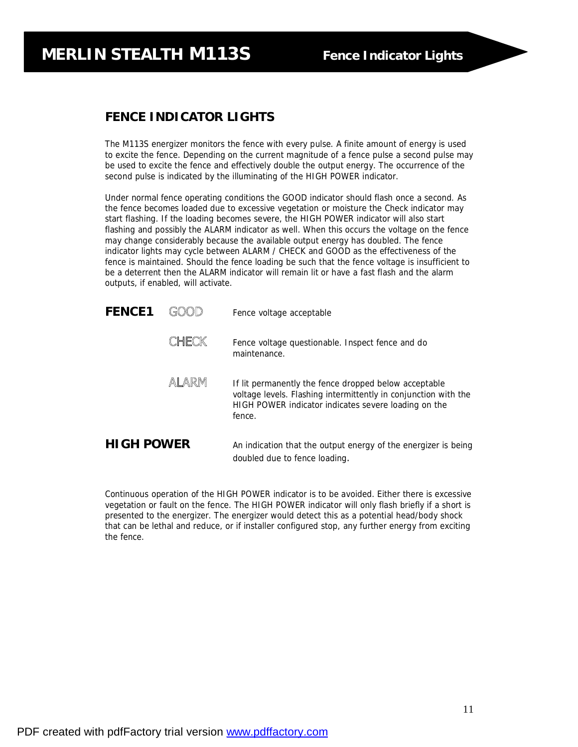## FENCE INDICATOR LIGHTS

The M113S energizer monitors the fence with every pulse. A finite amount of energy is used to excite the fence. Depending on the current magnitude of a fence pulse a second pulse may be used to excite the fence and effectively double the output energy. The occurrence of the second pulse is indicated by the illuminating of the HIGH POWER indicator.

Under normal fence operating conditions the GOOD indicator should flash once a second. As the fence becomes loaded due to excessive vegetation or moisture the Check indicator may start flashing. If the loading becomes severe, the HIGH POWER indicator will also start flashing and possibly the ALARM indicator as well. When this occurs the voltage on the fence may change considerably because the available output energy has doubled. The fence indicator lights may cycle between ALARM / CHECK and GOOD as the effectiveness of the fence is maintained. Should the fence loading be such that the fence voltage is insufficient to be a deterrent then the ALARM indicator will remain lit or have a fast flash and the alarm outputs, if enabled, will activate.

| | | |
|---|---|---|
| **FENCE1** | GOOD | Fence voltage acceptable |
| | CHECK | Fence voltage questionable. Inspect fence and do maintenance. |
| | ALARM | If lit permanently the fence dropped below acceptable voltage levels. Flashing intermittently in conjunction with the HIGH POWER indicator indicates severe loading on the fence. |
| **HIGH POWER** | | An indication that the output energy of the energizer is being doubled due to fence loading. |

Continuous operation of the HIGH POWER indicator is to be avoided. Either there is excessive vegetation or fault on the fence. The HIGH POWER indicator will only flash briefly if a short is presented to the energizer. The energizer would detect this as a potential head/body shock that can be lethal and reduce, or if installer configured stop, any further energy from exciting the fence.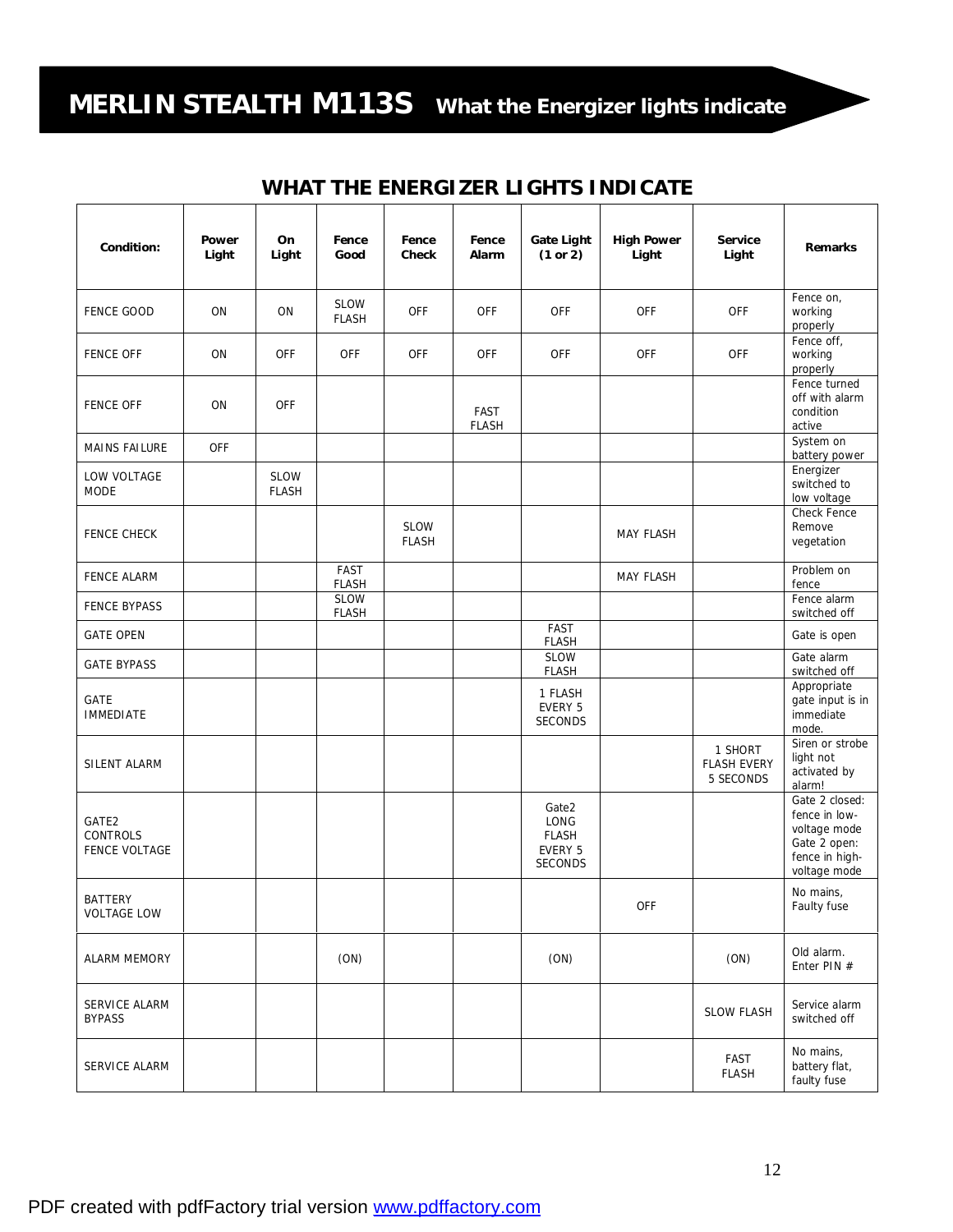# MERLIN STEALTH M113S What the Energizer lights indicate

## WHAT THE ENERGIZER LIGHTS INDICATE

| Condition: | Power Light | On Light | Fence Good | Fence Check | Fence Alarm | Gate Light (1 or 2) | High Power Light | Service Light | Remarks |
|---|---|---|---|---|---|---|---|---|---|
| FENCE GOOD | ON | ON | SLOW FLASH | OFF | OFF | OFF | OFF | OFF | Fence on, working properly |
| FENCE OFF | ON | OFF | OFF | OFF | OFF | OFF | OFF | OFF | Fence off, working properly |
| FENCE OFF | ON | OFF | | | FAST FLASH | | | | Fence turned off with alarm condition active |
| MAINS FAILURE | OFF | | | | | | | | System on battery power |
| LOW VOLTAGE MODE | | SLOW FLASH | | | | | | | Energizer switched to low voltage |
| FENCE CHECK | | | | SLOW FLASH | | | MAY FLASH | | Check Fence Remove vegetation |
| FENCE ALARM | | | FAST FLASH | | | | MAY FLASH | | Problem on fence |
| FENCE BYPASS | | | SLOW FLASH | | | | | | Fence alarm switched off |
| GATE OPEN | | | | | | FAST FLASH | | | Gate is open |
| GATE BYPASS | | | | | | SLOW FLASH | | | Gate alarm switched off |
| GATE IMMEDIATE | | | | | | 1 FLASH EVERY 5 SECONDS | | | Appropriate gate input is in immediate mode. |
| SILENT ALARM | | | | | | | | 1 SHORT FLASH EVERY 5 SECONDS | Siren or strobe light not activated by alarm! |
| GATE2 CONTROLS FENCE VOLTAGE | | | | | | Gate2 LONG FLASH EVERY 5 SECONDS | | | Gate 2 closed: fence in low-voltage mode Gate 2 open: fence in high-voltage mode |
| BATTERY VOLTAGE LOW | | | | | | | OFF | | No mains, Faulty fuse |
| ALARM MEMORY | | | (ON) | | | (ON) | | (ON) | Old alarm. Enter PIN # |
| SERVICE ALARM BYPASS | | | | | | | | SLOW FLASH | Service alarm switched off |
| SERVICE ALARM | | | | | | | | FAST FLASH | No mains, battery flat, faulty fuse |

PDF created with pdfFactory trial version www.pdffactory.com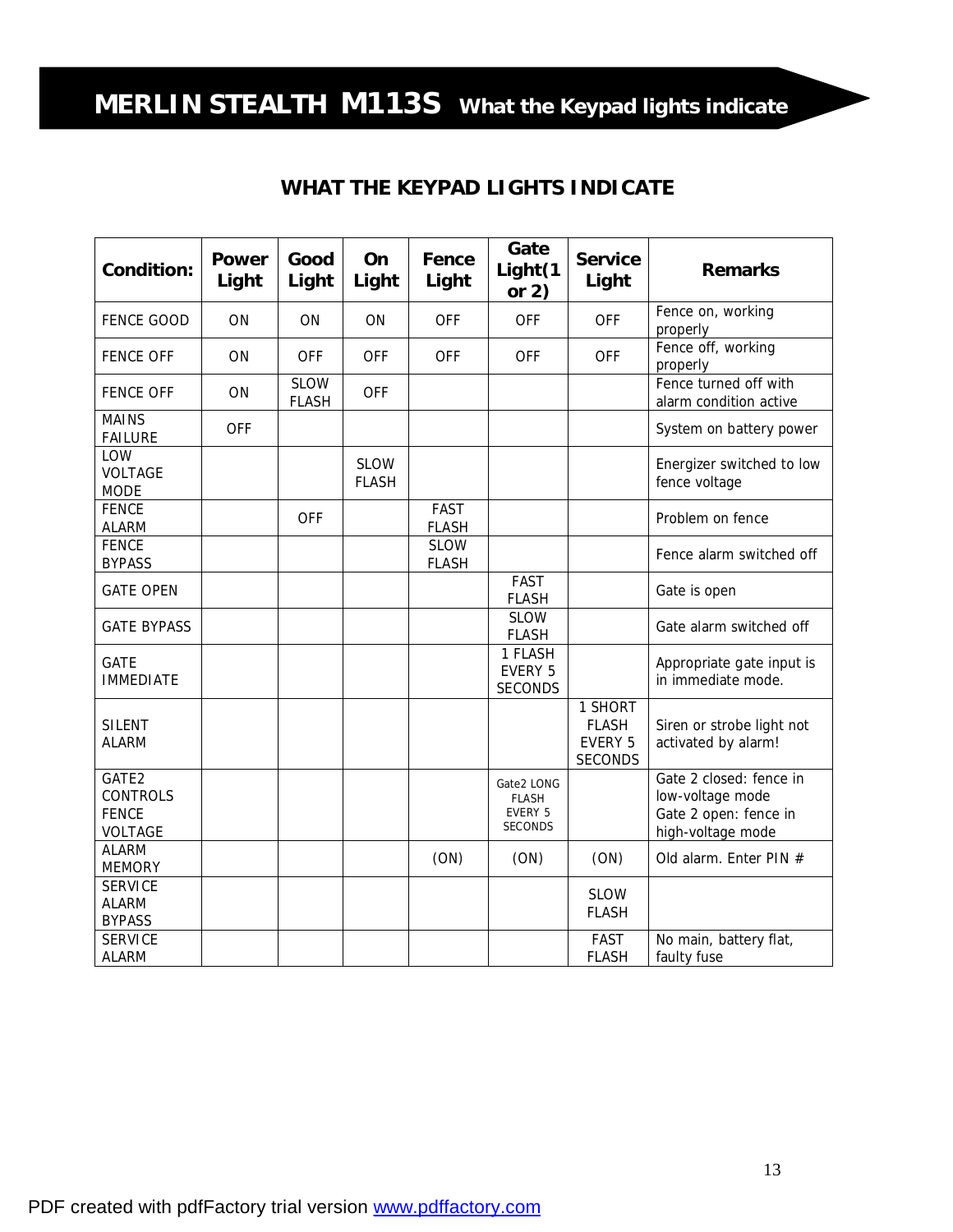# MERLIN STEALTH M113S What the Keypad lights indicate

## WHAT THE KEYPAD LIGHTS INDICATE

| Condition: | Power Light | Good Light | On Light | Fence Light | Gate Light(1 or 2) | Service Light | Remarks |
|---|---|---|---|---|---|---|---|
| FENCE GOOD | ON | ON | ON | OFF | OFF | OFF | Fence on, working properly |
| FENCE OFF | ON | OFF | OFF | OFF | OFF | OFF | Fence off, working properly |
| FENCE OFF | ON | SLOW FLASH | OFF | | | | Fence turned off with alarm condition active |
| MAINS FAILURE | OFF | | | | | | System on battery power |
| LOW VOLTAGE MODE | | | SLOW FLASH | | | | Energizer switched to low fence voltage |
| FENCE ALARM | | OFF | | FAST FLASH | | | Problem on fence |
| FENCE BYPASS | | | | SLOW FLASH | | | Fence alarm switched off |
| GATE OPEN | | | | | FAST FLASH | | Gate is open |
| GATE BYPASS | | | | | SLOW FLASH | | Gate alarm switched off |
| GATE IMMEDIATE | | | | | 1 FLASH EVERY 5 SECONDS | | Appropriate gate input is in immediate mode. |
| SILENT ALARM | | | | | | 1 SHORT FLASH EVERY 5 SECONDS | Siren or strobe light not activated by alarm! |
| GATE2 CONTROLS FENCE VOLTAGE | | | | | Gate2 LONG FLASH EVERY 5 SECONDS | | Gate 2 closed: fence in low-voltage mode Gate 2 open: fence in high-voltage mode |
| ALARM MEMORY | | | | (ON) | (ON) | (ON) | Old alarm. Enter PIN # |
| SERVICE ALARM BYPASS | | | | | | SLOW FLASH | |
| SERVICE ALARM | | | | | | FAST FLASH | No main, battery flat, faulty fuse |

PDF created with pdfFactory trial version www.pdffactory.com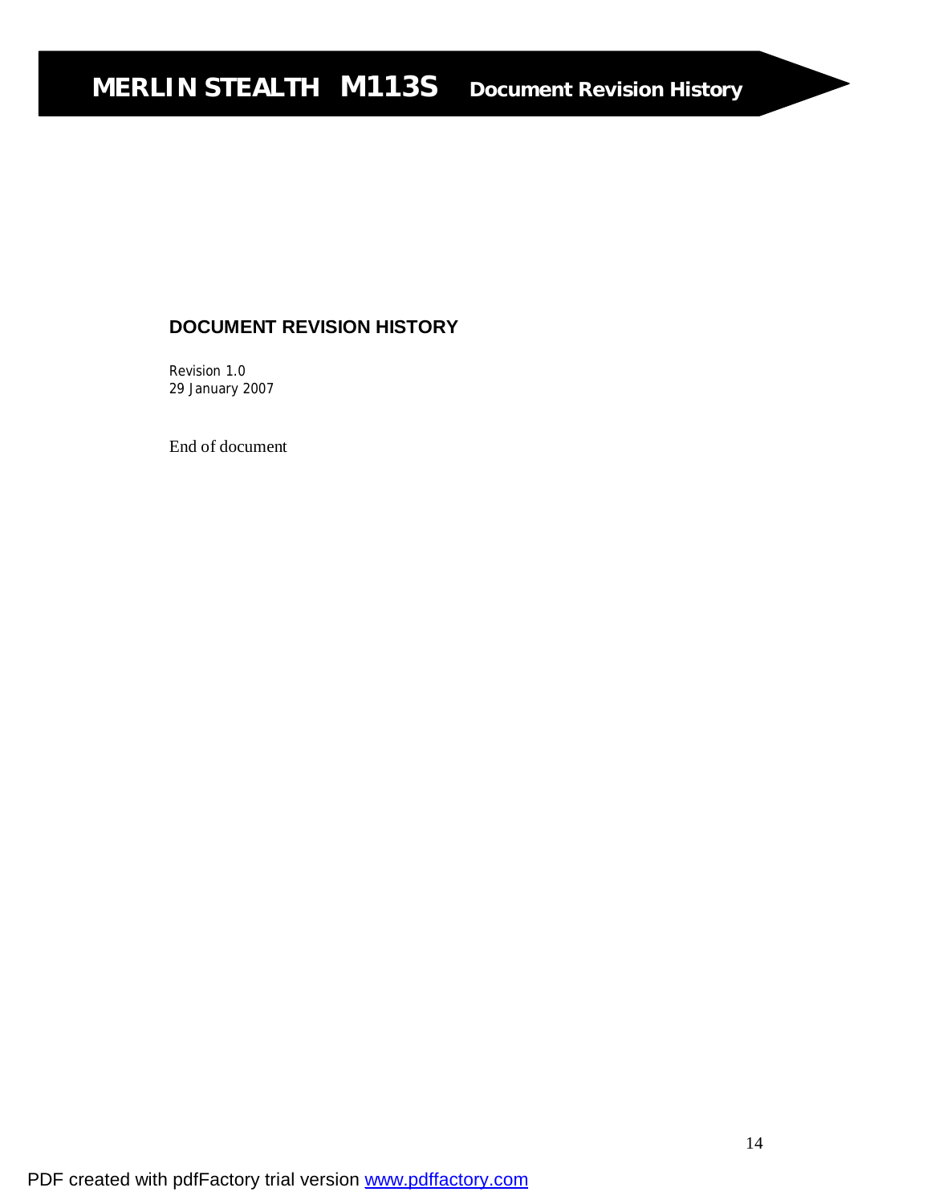## DOCUMENT REVISION HISTORY

Revision 1.0
29 January 2007

End of document